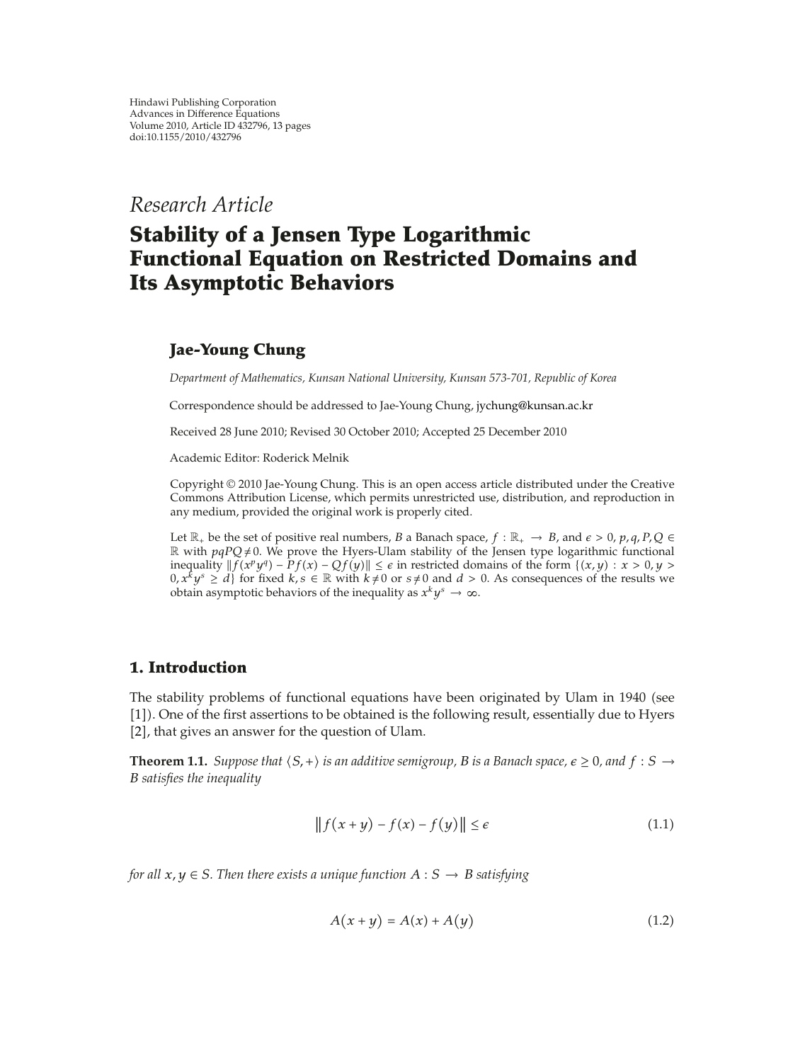Hindawi Publishing Corporation
Advances in Difference Equations
Volume 2010, Article ID 432796, 13 pages
doi:10.1155/2010/432796

*Research Article*

# Stability of a Jensen Type Logarithmic Functional Equation on Restricted Domains and Its Asymptotic Behaviors

## Jae-Young Chung

*Department of Mathematics, Kunsan National University, Kunsan 573-701, Republic of Korea*

Correspondence should be addressed to Jae-Young Chung, jychung@kunsan.ac.kr

Received 28 June 2010; Revised 30 October 2010; Accepted 25 December 2010

Academic Editor: Roderick Melnik

Copyright © 2010 Jae-Young Chung. This is an open access article distributed under the Creative Commons Attribution License, which permits unrestricted use, distribution, and reproduction in any medium, provided the original work is properly cited.

Let $\mathbb{R}_+$ be the set of positive real numbers, $B$ a Banach space, $f : \mathbb{R}_+ \to B$, and $\epsilon > 0$, $p, q, P, Q \in \mathbb{R}$ with $pqPQ \neq 0$. We prove the Hyers-Ulam stability of the Jensen type logarithmic functional inequality $\|f(x^p y^q) - Pf(x) - Qf(y)\| \leq \epsilon$ in restricted domains of the form $\{(x, y) : x > 0, y > 0, x^k y^s \geq d\}$ for fixed $k, s \in \mathbb{R}$ with $k \neq 0$ or $s \neq 0$ and $d > 0$. As consequences of the results we obtain asymptotic behaviors of the inequality as $x^k y^s \to \infty$.

## 1. Introduction

The stability problems of functional equations have been originated by Ulam in 1940 (see [1]). One of the first assertions to be obtained is the following result, essentially due to Hyers [2], that gives an answer for the question of Ulam.

**Theorem 1.1.** *Suppose that $\langle S, + \rangle$ is an additive semigroup, $B$ is a Banach space, $\epsilon \geq 0$, and $f : S \to B$ satisfies the inequality*

$$\|f(x+y) - f(x) - f(y)\| \leq \epsilon \tag{1.1}$$

*for all $x, y \in S$. Then there exists a unique function $A : S \to B$ satisfying*

$$A(x+y) = A(x) + A(y) \tag{1.2}$$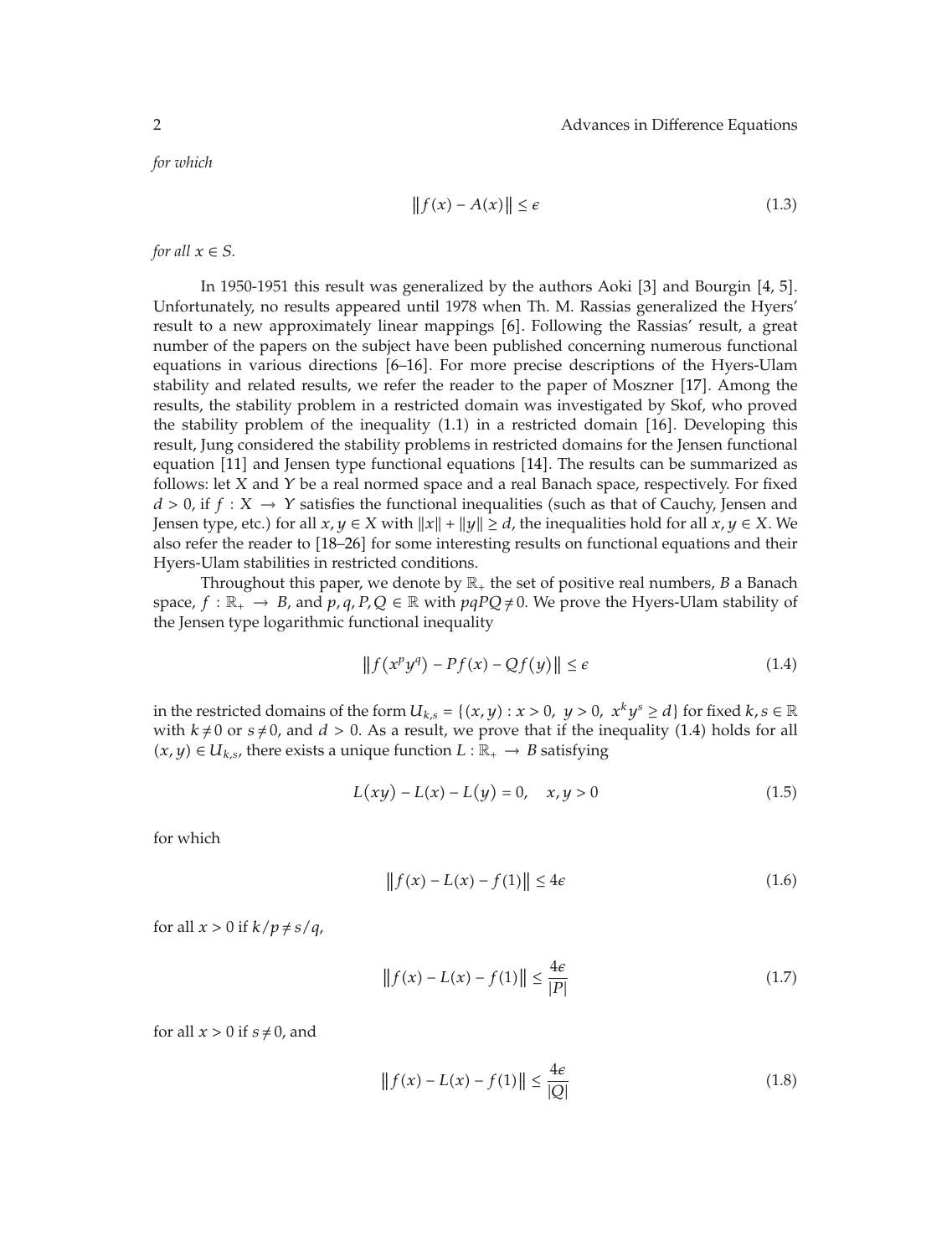*for which*

$$\|f(x) - A(x)\| \le \epsilon \tag{1.3}$$

*for all $x \in S$.*

In 1950-1951 this result was generalized by the authors Aoki [3] and Bourgin [4, 5]. Unfortunately, no results appeared until 1978 when Th. M. Rassias generalized the Hyers' result to a new approximately linear mappings [6]. Following the Rassias' result, a great number of the papers on the subject have been published concerning numerous functional equations in various directions [6–16]. For more precise descriptions of the Hyers-Ulam stability and related results, we refer the reader to the paper of Moszner [17]. Among the results, the stability problem in a restricted domain was investigated by Skof, who proved the stability problem of the inequality (1.1) in a restricted domain [16]. Developing this result, Jung considered the stability problems in restricted domains for the Jensen functional equation [11] and Jensen type functional equations [14]. The results can be summarized as follows: let $X$ and $Y$ be a real normed space and a real Banach space, respectively. For fixed $d > 0$, if $f : X \to Y$ satisfies the functional inequalities (such as that of Cauchy, Jensen and Jensen type, etc.) for all $x, y \in X$ with $\|x\| + \|y\| \ge d$, the inequalities hold for all $x, y \in X$. We also refer the reader to [18–26] for some interesting results on functional equations and their Hyers-Ulam stabilities in restricted conditions.

Throughout this paper, we denote by $\mathbb{R}_+$ the set of positive real numbers, $B$ a Banach space, $f : \mathbb{R}_+ \to B$, and $p, q, P, Q \in \mathbb{R}$ with $pqPQ \neq 0$. We prove the Hyers-Ulam stability of the Jensen type logarithmic functional inequality

$$\|f(x^p y^q) - Pf(x) - Qf(y)\| \le \epsilon \tag{1.4}$$

in the restricted domains of the form $U_{k,s} = \{(x, y) : x > 0,\ y > 0,\ x^k y^s \ge d\}$ for fixed $k, s \in \mathbb{R}$ with $k \neq 0$ or $s \neq 0$, and $d > 0$. As a result, we prove that if the inequality (1.4) holds for all $(x, y) \in U_{k,s}$, there exists a unique function $L : \mathbb{R}_+ \to B$ satisfying

$$L(xy) - L(x) - L(y) = 0, \quad x, y > 0 \tag{1.5}$$

for which

$$\|f(x) - L(x) - f(1)\| \le 4\epsilon \tag{1.6}$$

for all $x > 0$ if $k/p \neq s/q$,

$$\|f(x) - L(x) - f(1)\| \le \frac{4\epsilon}{|P|} \tag{1.7}$$

for all $x > 0$ if $s \neq 0$, and

$$\|f(x) - L(x) - f(1)\| \le \frac{4\epsilon}{|Q|} \tag{1.8}$$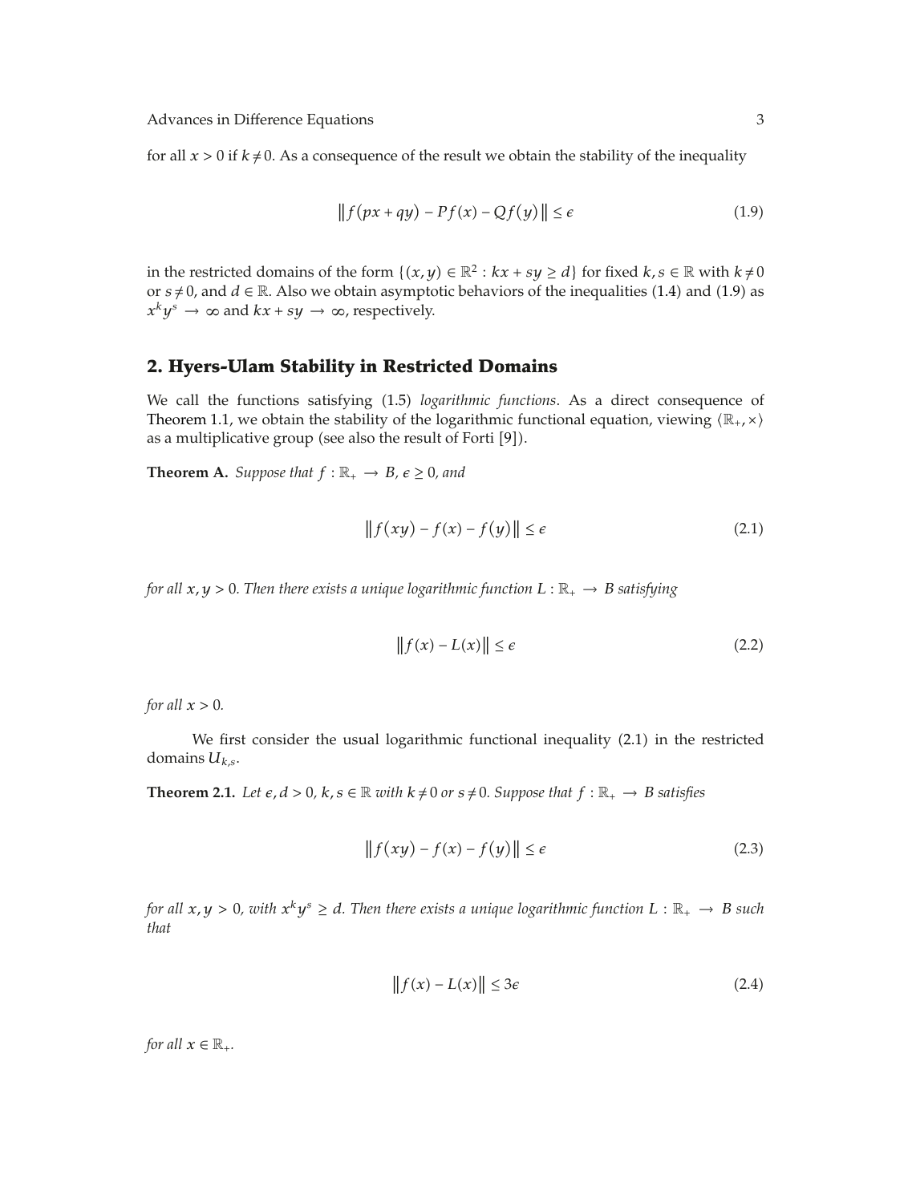for all $x > 0$ if $k \neq 0$. As a consequence of the result we obtain the stability of the inequality

$$\|f(px+qy) - Pf(x) - Qf(y)\| \leq \epsilon \tag{1.9}$$

in the restricted domains of the form $\{(x, y) \in \mathbb{R}^2 : kx + sy \geq d\}$ for fixed $k, s \in \mathbb{R}$ with $k \neq 0$ or $s \neq 0$, and $d \in \mathbb{R}$. Also we obtain asymptotic behaviors of the inequalities (1.4) and (1.9) as $x^k y^s \to \infty$ and $kx + sy \to \infty$, respectively.

## 2. Hyers-Ulam Stability in Restricted Domains

We call the functions satisfying (1.5) *logarithmic functions*. As a direct consequence of Theorem 1.1, we obtain the stability of the logarithmic functional equation, viewing $\langle \mathbb{R}_+, \times \rangle$ as a multiplicative group (see also the result of Forti [9]).

**Theorem A.** *Suppose that $f : \mathbb{R}_+ \to B$, $\epsilon \geq 0$, and*

$$\|f(xy) - f(x) - f(y)\| \leq \epsilon \tag{2.1}$$

*for all $x, y > 0$. Then there exists a unique logarithmic function $L : \mathbb{R}_+ \to B$ satisfying*

$$\|f(x) - L(x)\| \leq \epsilon \tag{2.2}$$

*for all $x > 0$.*

We first consider the usual logarithmic functional inequality (2.1) in the restricted domains $U_{k,s}$.

**Theorem 2.1.** *Let $\epsilon, d > 0$, $k, s \in \mathbb{R}$ with $k \neq 0$ or $s \neq 0$. Suppose that $f : \mathbb{R}_+ \to B$ satisfies*

$$\|f(xy) - f(x) - f(y)\| \leq \epsilon \tag{2.3}$$

*for all $x, y > 0$, with $x^k y^s \geq d$. Then there exists a unique logarithmic function $L : \mathbb{R}_+ \to B$ such that*

$$\|f(x) - L(x)\| \leq 3\epsilon \tag{2.4}$$

*for all $x \in \mathbb{R}_+$.*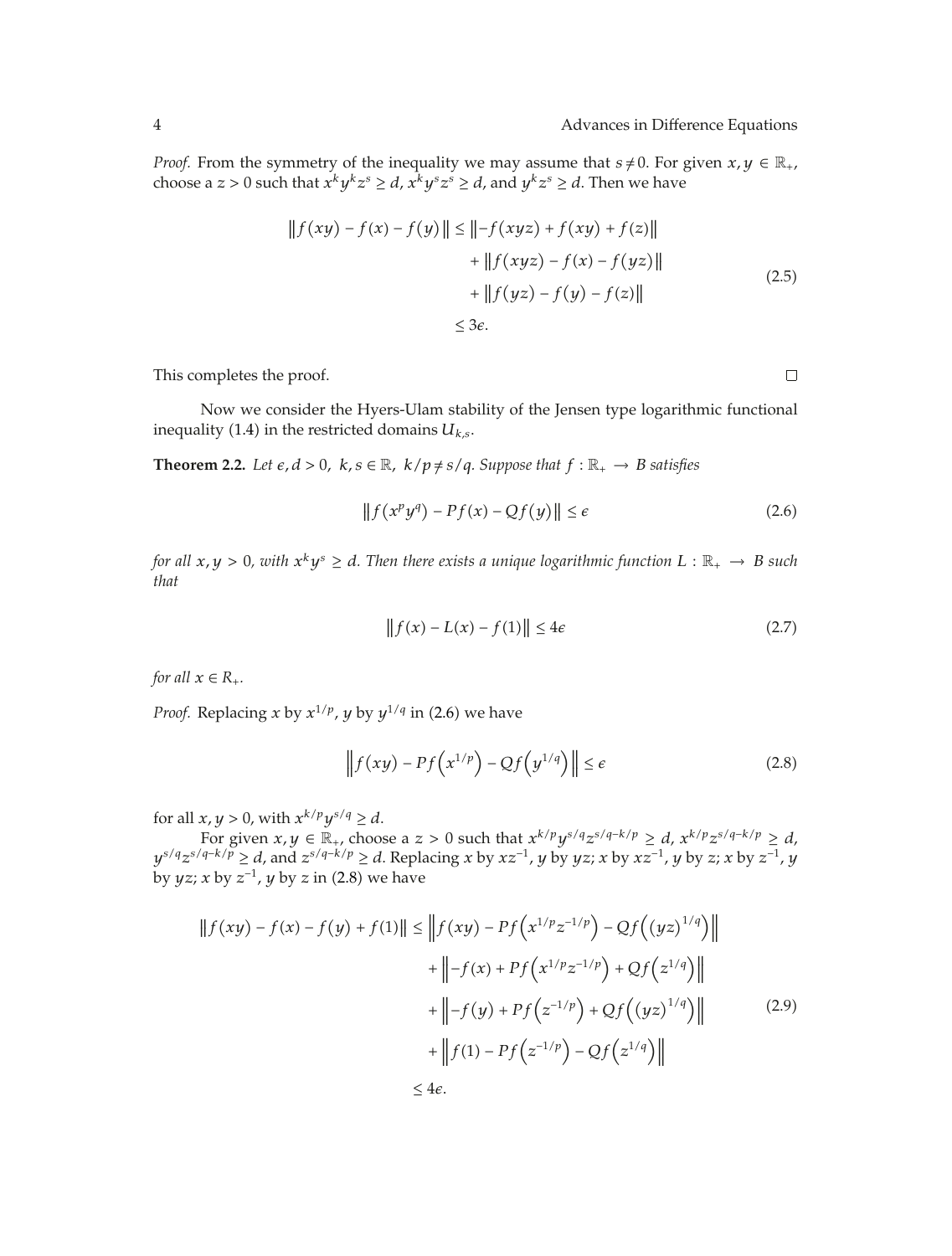*Proof.* From the symmetry of the inequality we may assume that $s \neq 0$. For given $x, y \in \mathbb{R}_+$, choose a $z > 0$ such that $x^k y^k z^s \geq d$, $x^k y^s z^s \geq d$, and $y^k z^s \geq d$. Then we have

$$
\begin{aligned}
\|f(xy) - f(x) - f(y)\| &\leq \|-f(xyz) + f(xy) + f(z)\| \\
&\quad + \|f(xyz) - f(x) - f(yz)\| \\
&\quad + \|f(yz) - f(y) - f(z)\| \\
&\leq 3\epsilon.
\end{aligned} \tag{2.5}
$$

This completes the proof. □

Now we consider the Hyers-Ulam stability of the Jensen type logarithmic functional inequality (1.4) in the restricted domains $U_{k,s}$.

**Theorem 2.2.** *Let $\epsilon, d > 0$, $k, s \in \mathbb{R}$, $k/p \neq s/q$. Suppose that $f : \mathbb{R}_+ \to B$ satisfies*

$$
\|f(x^p y^q) - Pf(x) - Qf(y)\| \leq \epsilon \tag{2.6}
$$

*for all $x, y > 0$, with $x^k y^s \geq d$. Then there exists a unique logarithmic function $L : \mathbb{R}_+ \to B$ such that*

$$
\|f(x) - L(x) - f(1)\| \leq 4\epsilon \tag{2.7}
$$

*for all $x \in R_+$.*

*Proof.* Replacing $x$ by $x^{1/p}$, $y$ by $y^{1/q}$ in (2.6) we have

$$
\left\|f(xy) - Pf\left(x^{1/p}\right) - Qf\left(y^{1/q}\right)\right\| \leq \epsilon \tag{2.8}
$$

for all $x, y > 0$, with $x^{k/p} y^{s/q} \geq d$.

For given $x, y \in \mathbb{R}_+$, choose a $z > 0$ such that $x^{k/p} y^{s/q} z^{s/q - k/p} \geq d$, $x^{k/p} z^{s/q - k/p} \geq d$, $y^{s/q} z^{s/q - k/p} \geq d$, and $z^{s/q - k/p} \geq d$. Replacing $x$ by $xz^{-1}$, $y$ by $yz$; $x$ by $xz^{-1}$, $y$ by $z$; $x$ by $z^{-1}$, $y$ by $yz$; $x$ by $z^{-1}$, $y$ by $z$ in (2.8) we have

$$
\begin{aligned}
\|f(xy) - f(x) - f(y) + f(1)\| &\leq \left\|f(xy) - Pf\left(x^{1/p} z^{-1/p}\right) - Qf\left((yz)^{1/q}\right)\right\| \\
&\quad + \left\|-f(x) + Pf\left(x^{1/p} z^{-1/p}\right) + Qf\left(z^{1/q}\right)\right\| \\
&\quad + \left\|-f(y) + Pf\left(z^{-1/p}\right) + Qf\left((yz)^{1/q}\right)\right\| \\
&\quad + \left\|f(1) - Pf\left(z^{-1/p}\right) - Qf\left(z^{1/q}\right)\right\| \\
&\leq 4\epsilon.
\end{aligned} \tag{2.9}
$$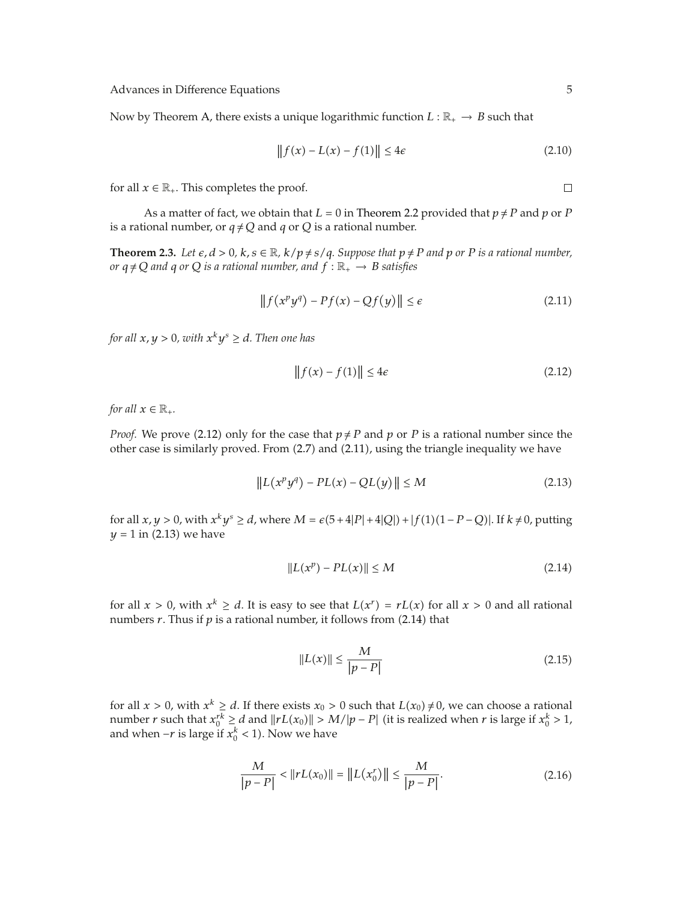Now by Theorem A, there exists a unique logarithmic function $L : \mathbb{R}_+ \to B$ such that

$$\|f(x) - L(x) - f(1)\| \leq 4\epsilon \tag{2.10}$$

for all $x \in \mathbb{R}_+$. This completes the proof. $\square$

As a matter of fact, we obtain that $L = 0$ in Theorem 2.2 provided that $p \neq P$ and $p$ or $P$ is a rational number, or $q \neq Q$ and $q$ or $Q$ is a rational number.

**Theorem 2.3.** *Let $\epsilon, d > 0$, $k, s \in \mathbb{R}$, $k/p \neq s/q$. Suppose that $p \neq P$ and $p$ or $P$ is a rational number, or $q \neq Q$ and $q$ or $Q$ is a rational number, and $f : \mathbb{R}_+ \to B$ satisfies*

$$\|f(x^p y^q) - Pf(x) - Qf(y)\| \leq \epsilon \tag{2.11}$$

*for all $x, y > 0$, with $x^k y^s \geq d$. Then one has*

$$\|f(x) - f(1)\| \leq 4\epsilon \tag{2.12}$$

*for all $x \in \mathbb{R}_+$.*

*Proof.* We prove (2.12) only for the case that $p \neq P$ and $p$ or $P$ is a rational number since the other case is similarly proved. From (2.7) and (2.11), using the triangle inequality we have

$$\|L(x^p y^q) - PL(x) - QL(y)\| \leq M \tag{2.13}$$

for all $x, y > 0$, with $x^k y^s \geq d$, where $M = \epsilon(5 + 4|P| + 4|Q|) + |f(1)(1 - P - Q)|$. If $k \neq 0$, putting $y = 1$ in (2.13) we have

$$\|L(x^p) - PL(x)\| \leq M \tag{2.14}$$

for all $x > 0$, with $x^k \geq d$. It is easy to see that $L(x^r) = rL(x)$ for all $x > 0$ and all rational numbers $r$. Thus if $p$ is a rational number, it follows from (2.14) that

$$\|L(x)\| \leq \frac{M}{|p - P|} \tag{2.15}$$

for all $x > 0$, with $x^k \geq d$. If there exists $x_0 > 0$ such that $L(x_0) \neq 0$, we can choose a rational number $r$ such that $x_0^{rk} \geq d$ and $\|rL(x_0)\| > M/|p - P|$ (it is realized when $r$ is large if $x_0^k > 1$, and when $-r$ is large if $x_0^k < 1$). Now we have

$$\frac{M}{|p - P|} < \|rL(x_0)\| = \|L(x_0^r)\| \leq \frac{M}{|p - P|}. \tag{2.16}$$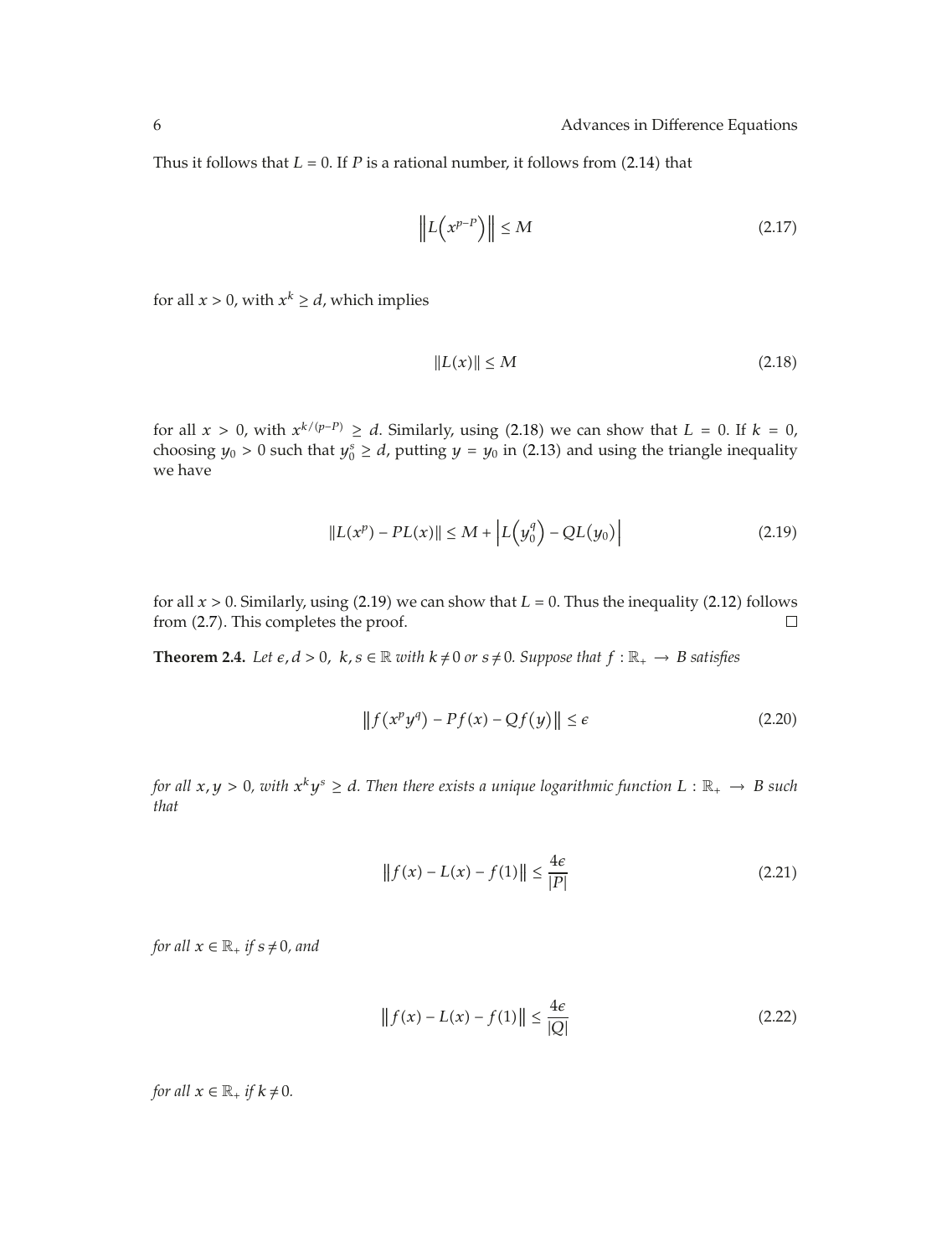Thus it follows that $L = 0$. If $P$ is a rational number, it follows from (2.14) that

$$\left\| L\left(x^{p-P}\right) \right\| \le M \tag{2.17}$$

for all $x > 0$, with $x^k \ge d$, which implies

$$\| L(x) \| \le M \tag{2.18}$$

for all $x > 0$, with $x^{k/(p-P)} \ge d$. Similarly, using (2.18) we can show that $L = 0$. If $k = 0$, choosing $y_0 > 0$ such that $y_0^s \ge d$, putting $y = y_0$ in (2.13) and using the triangle inequality we have

$$\| L(x^p) - PL(x) \| \le M + \left| L\left(y_0^q\right) - QL(y_0) \right| \tag{2.19}$$

for all $x > 0$. Similarly, using (2.19) we can show that $L = 0$. Thus the inequality (2.12) follows from (2.7). This completes the proof. □

**Theorem 2.4.** *Let $\epsilon, d > 0$, $k, s \in \mathbb{R}$ with $k \ne 0$ or $s \ne 0$. Suppose that $f : \mathbb{R}_+ \to B$ satisfies*

$$\left\| f(x^p y^q) - Pf(x) - Qf(y) \right\| \le \epsilon \tag{2.20}$$

*for all $x, y > 0$, with $x^k y^s \ge d$. Then there exists a unique logarithmic function $L : \mathbb{R}_+ \to B$ such that*

$$\left\| f(x) - L(x) - f(1) \right\| \le \frac{4\epsilon}{|P|} \tag{2.21}$$

*for all $x \in \mathbb{R}_+$ if $s \ne 0$, and*

$$\left\| f(x) - L(x) - f(1) \right\| \le \frac{4\epsilon}{|Q|} \tag{2.22}$$

*for all $x \in \mathbb{R}_+$ if $k \ne 0$.*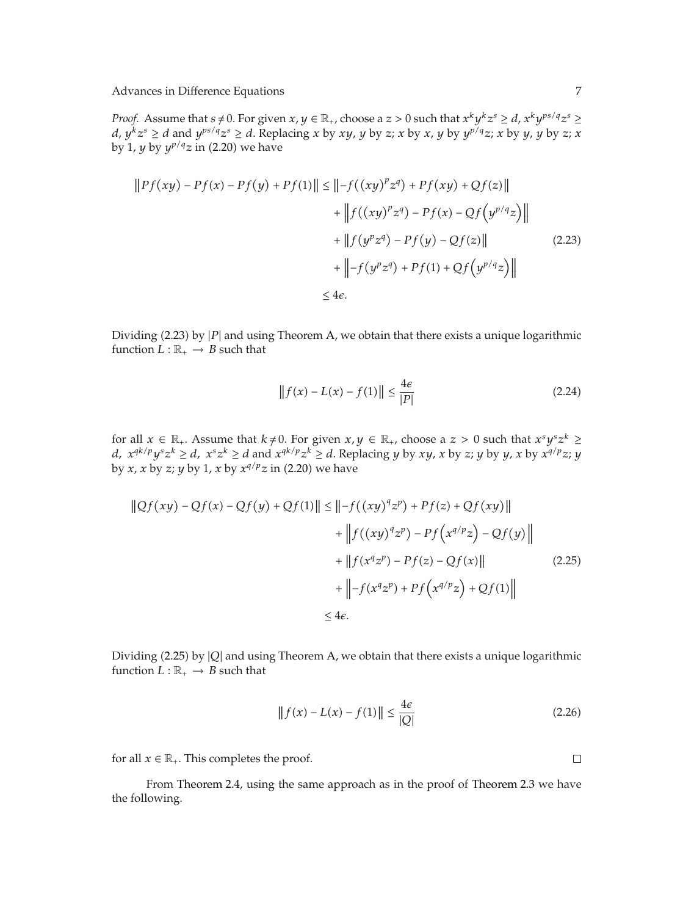*Proof.* Assume that $s \neq 0$. For given $x, y \in \mathbb{R}_+$, choose a $z > 0$ such that $x^k y^k z^s \geq d$, $x^k y^{ps/q} z^s \geq d$, $y^k z^s \geq d$ and $y^{ps/q} z^s \geq d$. Replacing $x$ by $xy$, $y$ by $z$; $x$ by $x$, $y$ by $y^{p/q} z$; $x$ by $y$, $y$ by $z$; $x$ by $1$, $y$ by $y^{p/q} z$ in (2.20) we have

$$
\begin{aligned}
\|Pf(xy) - Pf(x) - Pf(y) + Pf(1)\| \leq\ & \|-f((xy)^p z^q) + Pf(xy) + Qf(z)\| \\
&+ \left\|f((xy)^p z^q) - Pf(x) - Qf\left(y^{p/q} z\right)\right\| \\
&+ \|f(y^p z^q) - Pf(y) - Qf(z)\| \\
&+ \left\|-f(y^p z^q) + Pf(1) + Qf\left(y^{p/q} z\right)\right\| \\
\leq\ & 4\epsilon.
\end{aligned}
\tag{2.23}
$$

Dividing (2.23) by $|P|$ and using Theorem A, we obtain that there exists a unique logarithmic function $L : \mathbb{R}_+ \to B$ such that

$$
\|f(x) - L(x) - f(1)\| \leq \frac{4\epsilon}{|P|} \tag{2.24}
$$

for all $x \in \mathbb{R}_+$. Assume that $k \neq 0$. For given $x, y \in \mathbb{R}_+$, choose a $z > 0$ such that $x^s y^s z^k \geq d$, $x^{qk/p} y^s z^k \geq d$, $x^s z^k \geq d$ and $x^{qk/p} z^k \geq d$. Replacing $y$ by $xy$, $x$ by $z$; $y$ by $y$, $x$ by $x^{q/p} z$; $y$ by $x$, $x$ by $z$; $y$ by $1$, $x$ by $x^{q/p} z$ in (2.20) we have

$$
\begin{aligned}
\|Qf(xy) - Qf(x) - Qf(y) + Qf(1)\| \leq\ & \|-f((xy)^q z^p) + Pf(z) + Qf(xy)\| \\
&+ \left\|f((xy)^q z^p) - Pf\left(x^{q/p} z\right) - Qf(y)\right\| \\
&+ \|f(x^q z^p) - Pf(z) - Qf(x)\| \\
&+ \left\|-f(x^q z^p) + Pf\left(x^{q/p} z\right) + Qf(1)\right\| \\
\leq\ & 4\epsilon.
\end{aligned}
\tag{2.25}
$$

Dividing (2.25) by $|Q|$ and using Theorem A, we obtain that there exists a unique logarithmic function $L : \mathbb{R}_+ \to B$ such that

$$
\|f(x) - L(x) - f(1)\| \leq \frac{4\epsilon}{|Q|} \tag{2.26}
$$

for all $x \in \mathbb{R}_+$. This completes the proof. $\square$

From Theorem 2.4, using the same approach as in the proof of Theorem 2.3 we have the following.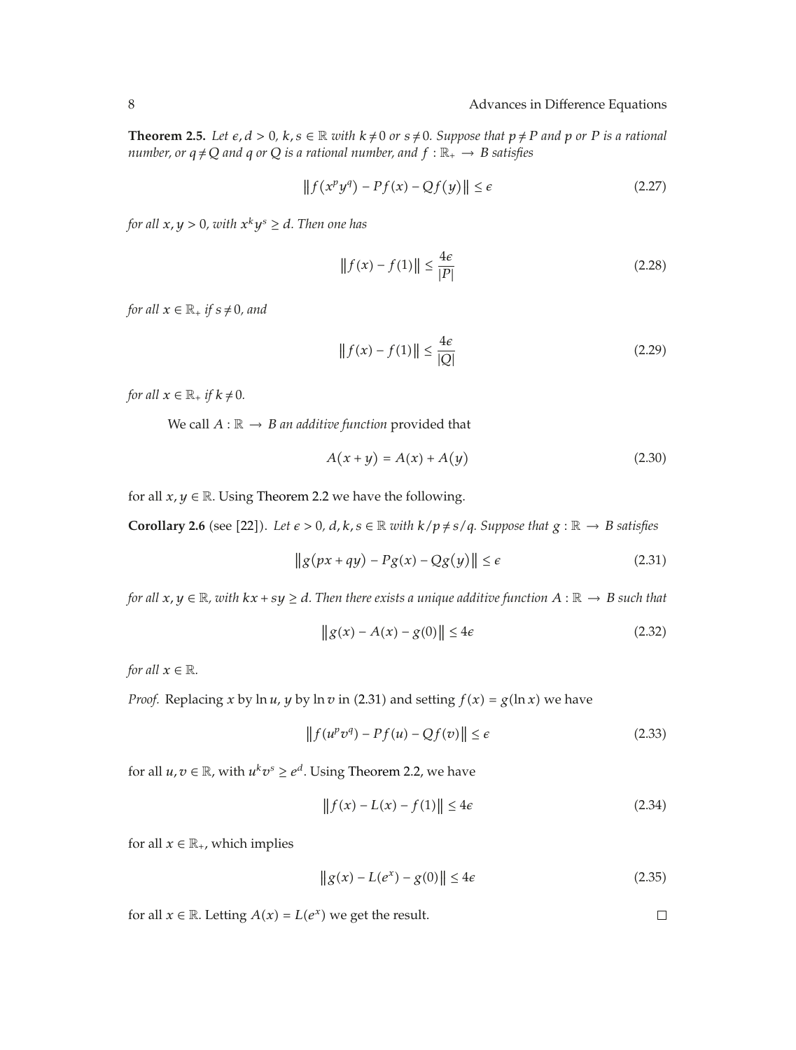**Theorem 2.5.** *Let $\epsilon, d > 0$, $k, s \in \mathbb{R}$ with $k \neq 0$ or $s \neq 0$. Suppose that $p \neq P$ and $p$ or $P$ is a rational number, or $q \neq Q$ and $q$ or $Q$ is a rational number, and $f : \mathbb{R}_+ \to B$ satisfies*

$$\left\| f(x^p y^q) - Pf(x) - Qf(y) \right\| \leq \epsilon \tag{2.27}$$

*for all $x, y > 0$, with $x^k y^s \geq d$. Then one has*

$$\left\| f(x) - f(1) \right\| \leq \frac{4\epsilon}{|P|} \tag{2.28}$$

*for all $x \in \mathbb{R}_+$ if $s \neq 0$, and*

$$\left\| f(x) - f(1) \right\| \leq \frac{4\epsilon}{|Q|} \tag{2.29}$$

*for all $x \in \mathbb{R}_+$ if $k \neq 0$.*

We call $A : \mathbb{R} \to B$ *an additive function* provided that

$$A(x + y) = A(x) + A(y) \tag{2.30}$$

for all $x, y \in \mathbb{R}$. Using Theorem 2.2 we have the following.

**Corollary 2.6** (see [22]). *Let $\epsilon > 0$, $d, k, s \in \mathbb{R}$ with $k/p \neq s/q$. Suppose that $g : \mathbb{R} \to B$ satisfies*

$$\left\| g(px + qy) - Pg(x) - Qg(y) \right\| \leq \epsilon \tag{2.31}$$

*for all $x, y \in \mathbb{R}$, with $kx + sy \geq d$. Then there exists a unique additive function $A : \mathbb{R} \to B$ such that*

$$\left\| g(x) - A(x) - g(0) \right\| \leq 4\epsilon \tag{2.32}$$

*for all $x \in \mathbb{R}$.*

*Proof.* Replacing $x$ by $\ln u$, $y$ by $\ln v$ in (2.31) and setting $f(x) = g(\ln x)$ we have

$$\left\| f(u^p v^q) - Pf(u) - Qf(v) \right\| \leq \epsilon \tag{2.33}$$

for all $u, v \in \mathbb{R}$, with $u^k v^s \geq e^d$. Using Theorem 2.2, we have

$$\left\| f(x) - L(x) - f(1) \right\| \leq 4\epsilon \tag{2.34}$$

for all $x \in \mathbb{R}_+$, which implies

$$\left\| g(x) - L(e^x) - g(0) \right\| \leq 4\epsilon \tag{2.35}$$

for all $x \in \mathbb{R}$. Letting $A(x) = L(e^x)$ we get the result. □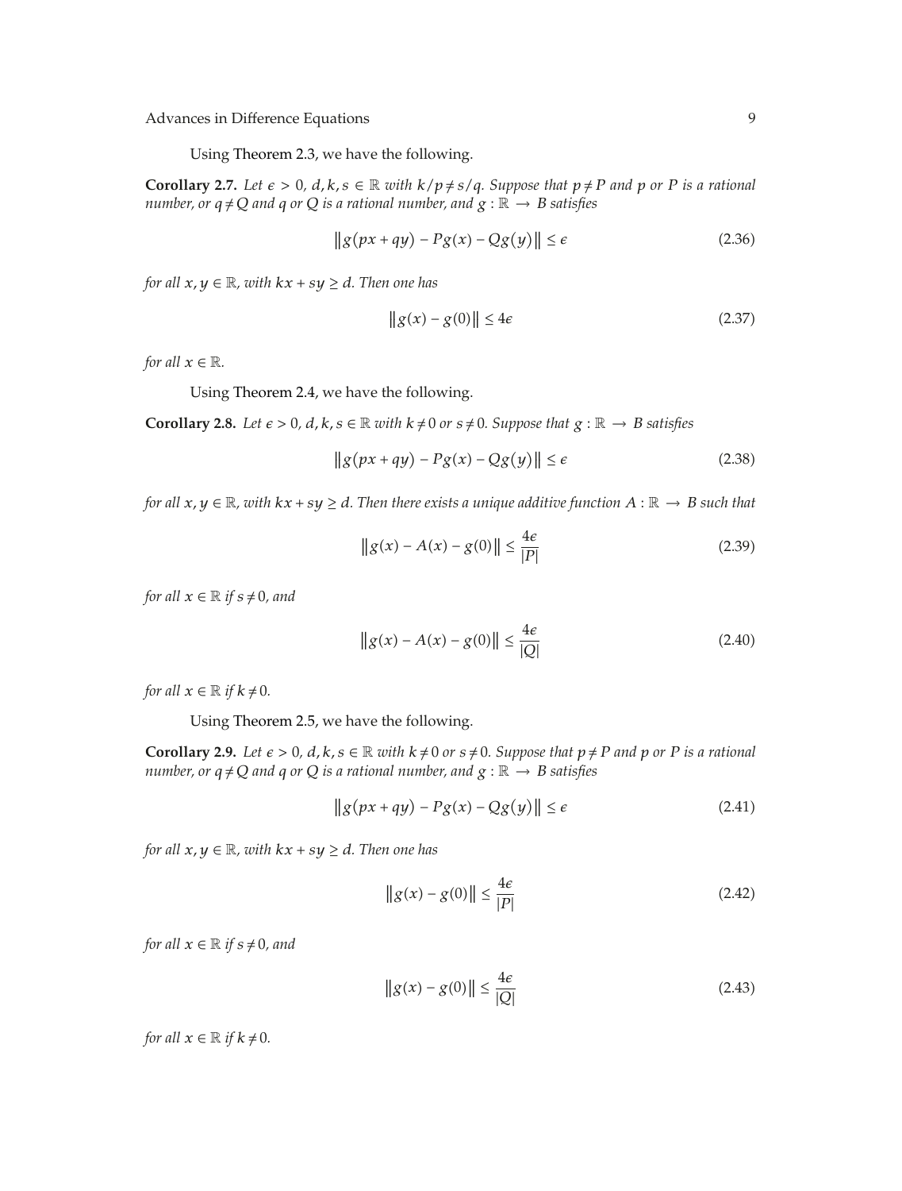Using Theorem 2.3, we have the following.

**Corollary 2.7.** *Let $\epsilon > 0$, $d, k, s \in \mathbb{R}$ with $k/p \neq s/q$. Suppose that $p \neq P$ and $p$ or $P$ is a rational number, or $q \neq Q$ and $q$ or $Q$ is a rational number, and $g : \mathbb{R} \to B$ satisfies*

$$\left\| g(px + qy) - Pg(x) - Qg(y) \right\| \leq \epsilon \tag{2.36}$$

*for all $x, y \in \mathbb{R}$, with $kx + sy \geq d$. Then one has*

$$\left\| g(x) - g(0) \right\| \leq 4\epsilon \tag{2.37}$$

*for all $x \in \mathbb{R}$.*

Using Theorem 2.4, we have the following.

**Corollary 2.8.** *Let $\epsilon > 0$, $d, k, s \in \mathbb{R}$ with $k \neq 0$ or $s \neq 0$. Suppose that $g : \mathbb{R} \to B$ satisfies*

$$\left\| g(px + qy) - Pg(x) - Qg(y) \right\| \leq \epsilon \tag{2.38}$$

*for all $x, y \in \mathbb{R}$, with $kx + sy \geq d$. Then there exists a unique additive function $A : \mathbb{R} \to B$ such that*

$$\left\| g(x) - A(x) - g(0) \right\| \leq \frac{4\epsilon}{|P|} \tag{2.39}$$

*for all $x \in \mathbb{R}$ if $s \neq 0$, and*

$$\left\| g(x) - A(x) - g(0) \right\| \leq \frac{4\epsilon}{|Q|} \tag{2.40}$$

*for all $x \in \mathbb{R}$ if $k \neq 0$.*

Using Theorem 2.5, we have the following.

**Corollary 2.9.** *Let $\epsilon > 0$, $d, k, s \in \mathbb{R}$ with $k \neq 0$ or $s \neq 0$. Suppose that $p \neq P$ and $p$ or $P$ is a rational number, or $q \neq Q$ and $q$ or $Q$ is a rational number, and $g : \mathbb{R} \to B$ satisfies*

$$\left\| g(px + qy) - Pg(x) - Qg(y) \right\| \leq \epsilon \tag{2.41}$$

*for all $x, y \in \mathbb{R}$, with $kx + sy \geq d$. Then one has*

$$\left\| g(x) - g(0) \right\| \leq \frac{4\epsilon}{|P|} \tag{2.42}$$

*for all $x \in \mathbb{R}$ if $s \neq 0$, and*

$$\left\| g(x) - g(0) \right\| \leq \frac{4\epsilon}{|Q|} \tag{2.43}$$

*for all $x \in \mathbb{R}$ if $k \neq 0$.*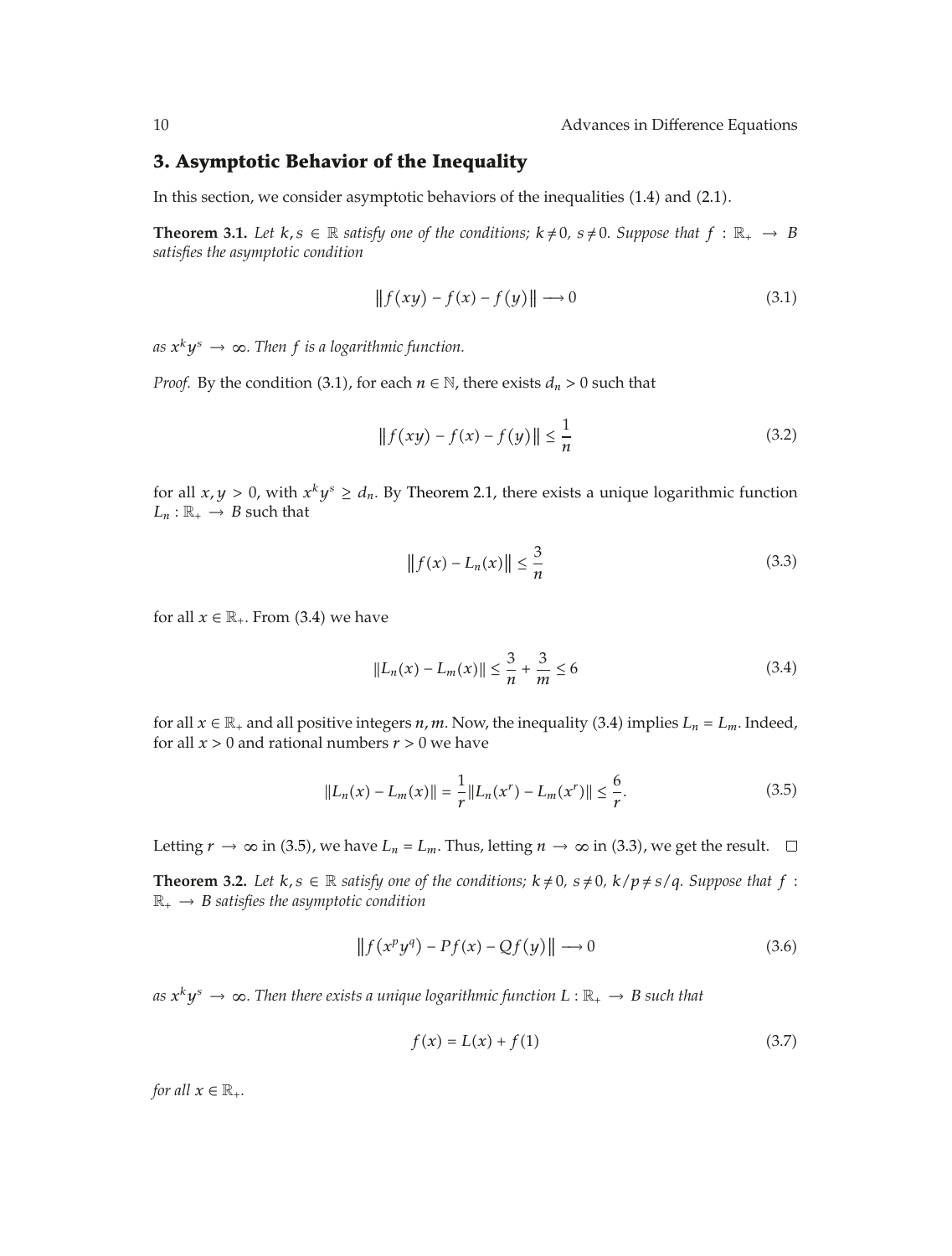## 3. Asymptotic Behavior of the Inequality

In this section, we consider asymptotic behaviors of the inequalities (1.4) and (2.1).

**Theorem 3.1.** *Let $k, s \in \mathbb{R}$ satisfy one of the conditions; $k \neq 0$, $s \neq 0$. Suppose that $f : \mathbb{R}_+ \to B$ satisfies the asymptotic condition*

$$\|f(xy) - f(x) - f(y)\| \longrightarrow 0 \tag{3.1}$$

*as $x^k y^s \to \infty$. Then $f$ is a logarithmic function.*

*Proof.* By the condition (3.1), for each $n \in \mathbb{N}$, there exists $d_n > 0$ such that

$$\|f(xy) - f(x) - f(y)\| \leq \frac{1}{n} \tag{3.2}$$

for all $x, y > 0$, with $x^k y^s \geq d_n$. By Theorem 2.1, there exists a unique logarithmic function $L_n : \mathbb{R}_+ \to B$ such that

$$\|f(x) - L_n(x)\| \leq \frac{3}{n} \tag{3.3}$$

for all $x \in \mathbb{R}_+$. From (3.4) we have

$$\|L_n(x) - L_m(x)\| \leq \frac{3}{n} + \frac{3}{m} \leq 6 \tag{3.4}$$

for all $x \in \mathbb{R}_+$ and all positive integers $n, m$. Now, the inequality (3.4) implies $L_n = L_m$. Indeed, for all $x > 0$ and rational numbers $r > 0$ we have

$$\|L_n(x) - L_m(x)\| = \frac{1}{r}\|L_n(x^r) - L_m(x^r)\| \leq \frac{6}{r}. \tag{3.5}$$

Letting $r \to \infty$ in (3.5), we have $L_n = L_m$. Thus, letting $n \to \infty$ in (3.3), we get the result. □

**Theorem 3.2.** *Let $k, s \in \mathbb{R}$ satisfy one of the conditions; $k \neq 0$, $s \neq 0$, $k/p \neq s/q$. Suppose that $f : \mathbb{R}_+ \to B$ satisfies the asymptotic condition*

$$\|f(x^p y^q) - Pf(x) - Qf(y)\| \longrightarrow 0 \tag{3.6}$$

*as $x^k y^s \to \infty$. Then there exists a unique logarithmic function $L : \mathbb{R}_+ \to B$ such that*

$$f(x) = L(x) + f(1) \tag{3.7}$$

*for all $x \in \mathbb{R}_+$.*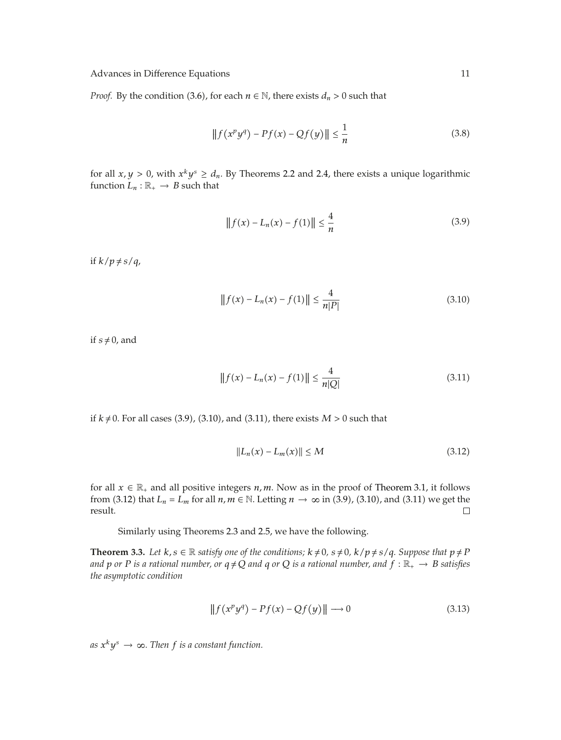*Proof.* By the condition (3.6), for each $n \in \mathbb{N}$, there exists $d_n > 0$ such that

$$\|f(x^p y^q) - Pf(x) - Qf(y)\| \leq \frac{1}{n} \tag{3.8}$$

for all $x, y > 0$, with $x^k y^s \geq d_n$. By Theorems 2.2 and 2.4, there exists a unique logarithmic function $L_n : \mathbb{R}_+ \to B$ such that

$$\|f(x) - L_n(x) - f(1)\| \leq \frac{4}{n} \tag{3.9}$$

if $k/p \neq s/q$,

$$\|f(x) - L_n(x) - f(1)\| \leq \frac{4}{n|P|} \tag{3.10}$$

if $s \neq 0$, and

$$\|f(x) - L_n(x) - f(1)\| \leq \frac{4}{n|Q|} \tag{3.11}$$

if $k \neq 0$. For all cases (3.9), (3.10), and (3.11), there exists $M > 0$ such that

$$\|L_n(x) - L_m(x)\| \leq M \tag{3.12}$$

for all $x \in \mathbb{R}_+$ and all positive integers $n, m$. Now as in the proof of Theorem 3.1, it follows from (3.12) that $L_n = L_m$ for all $n, m \in \mathbb{N}$. Letting $n \to \infty$ in (3.9), (3.10), and (3.11) we get the result. □

Similarly using Theorems 2.3 and 2.5, we have the following.

**Theorem 3.3.** *Let $k, s \in \mathbb{R}$ satisfy one of the conditions; $k \neq 0$, $s \neq 0$, $k/p \neq s/q$. Suppose that $p \neq P$ and $p$ or $P$ is a rational number, or $q \neq Q$ and $q$ or $Q$ is a rational number, and $f : \mathbb{R}_+ \to B$ satisfies the asymptotic condition*

$$\|f(x^p y^q) - Pf(x) - Qf(y)\| \longrightarrow 0 \tag{3.13}$$

*as $x^k y^s \to \infty$. Then $f$ is a constant function.*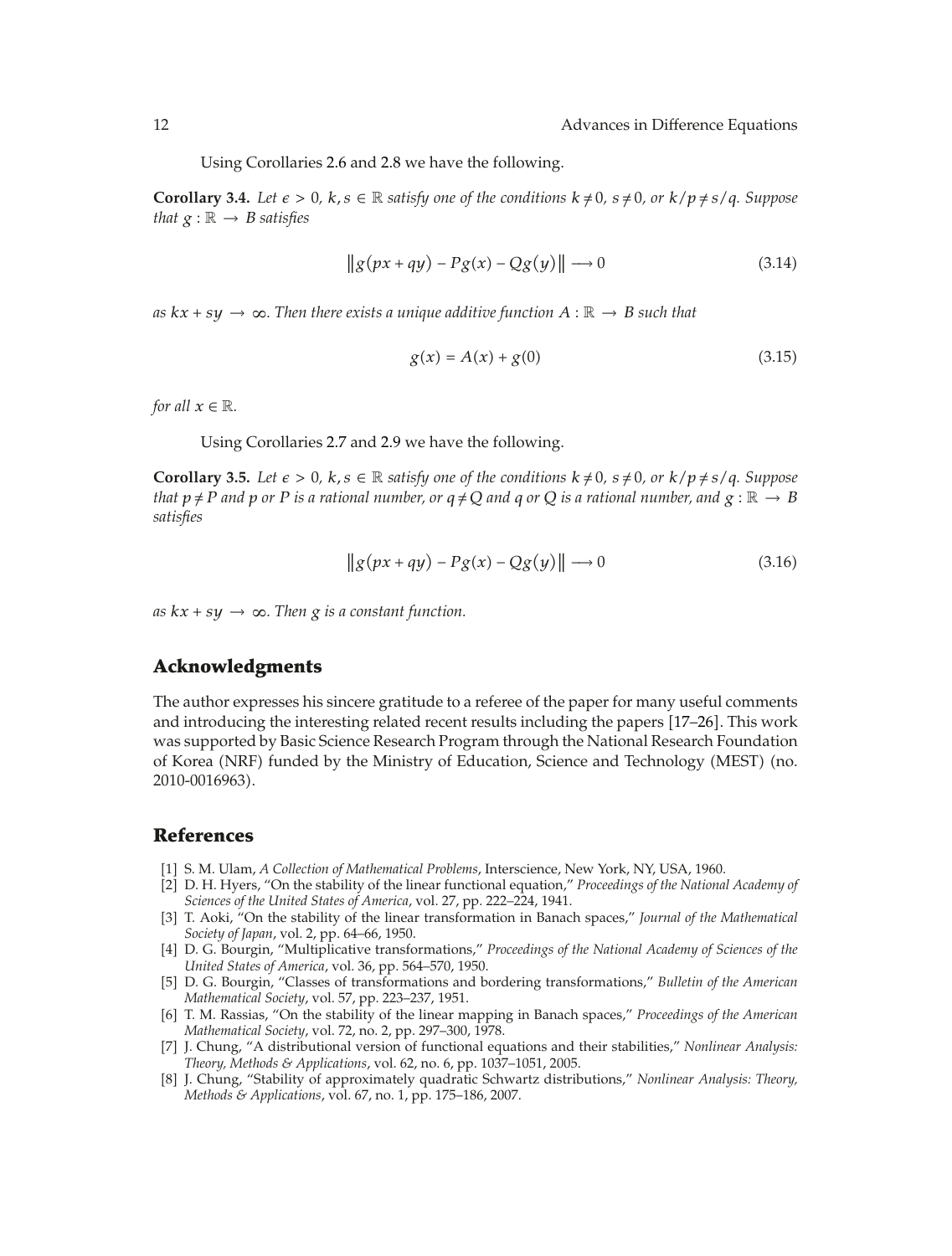Using Corollaries 2.6 and 2.8 we have the following.

**Corollary 3.4.** *Let $\epsilon > 0$, $k, s \in \mathbb{R}$ satisfy one of the conditions $k \neq 0$, $s \neq 0$, or $k/p \neq s/q$. Suppose that $g : \mathbb{R} \to B$ satisfies*

$$\left\| g(px + qy) - Pg(x) - Qg(y) \right\| \longrightarrow 0 \tag{3.14}$$

*as $kx + sy \to \infty$. Then there exists a unique additive function $A : \mathbb{R} \to B$ such that*

$$g(x) = A(x) + g(0) \tag{3.15}$$

*for all $x \in \mathbb{R}$.*

Using Corollaries 2.7 and 2.9 we have the following.

**Corollary 3.5.** *Let $\epsilon > 0$, $k, s \in \mathbb{R}$ satisfy one of the conditions $k \neq 0$, $s \neq 0$, or $k/p \neq s/q$. Suppose that $p \neq P$ and $p$ or $P$ is a rational number, or $q \neq Q$ and $q$ or $Q$ is a rational number, and $g : \mathbb{R} \to B$ satisfies*

$$\left\| g(px + qy) - Pg(x) - Qg(y) \right\| \longrightarrow 0 \tag{3.16}$$

*as $kx + sy \to \infty$. Then $g$ is a constant function.*

## Acknowledgments

The author expresses his sincere gratitude to a referee of the paper for many useful comments and introducing the interesting related recent results including the papers [17–26]. This work was supported by Basic Science Research Program through the National Research Foundation of Korea (NRF) funded by the Ministry of Education, Science and Technology (MEST) (no. 2010-0016963).

## References

[1] S. M. Ulam, *A Collection of Mathematical Problems*, Interscience, New York, NY, USA, 1960.

[2] D. H. Hyers, "On the stability of the linear functional equation," *Proceedings of the National Academy of Sciences of the United States of America*, vol. 27, pp. 222–224, 1941.

[3] T. Aoki, "On the stability of the linear transformation in Banach spaces," *Journal of the Mathematical Society of Japan*, vol. 2, pp. 64–66, 1950.

[4] D. G. Bourgin, "Multiplicative transformations," *Proceedings of the National Academy of Sciences of the United States of America*, vol. 36, pp. 564–570, 1950.

[5] D. G. Bourgin, "Classes of transformations and bordering transformations," *Bulletin of the American Mathematical Society*, vol. 57, pp. 223–237, 1951.

[6] T. M. Rassias, "On the stability of the linear mapping in Banach spaces," *Proceedings of the American Mathematical Society*, vol. 72, no. 2, pp. 297–300, 1978.

[7] J. Chung, "A distributional version of functional equations and their stabilities," *Nonlinear Analysis: Theory, Methods & Applications*, vol. 62, no. 6, pp. 1037–1051, 2005.

[8] J. Chung, "Stability of approximately quadratic Schwartz distributions," *Nonlinear Analysis: Theory, Methods & Applications*, vol. 67, no. 1, pp. 175–186, 2007.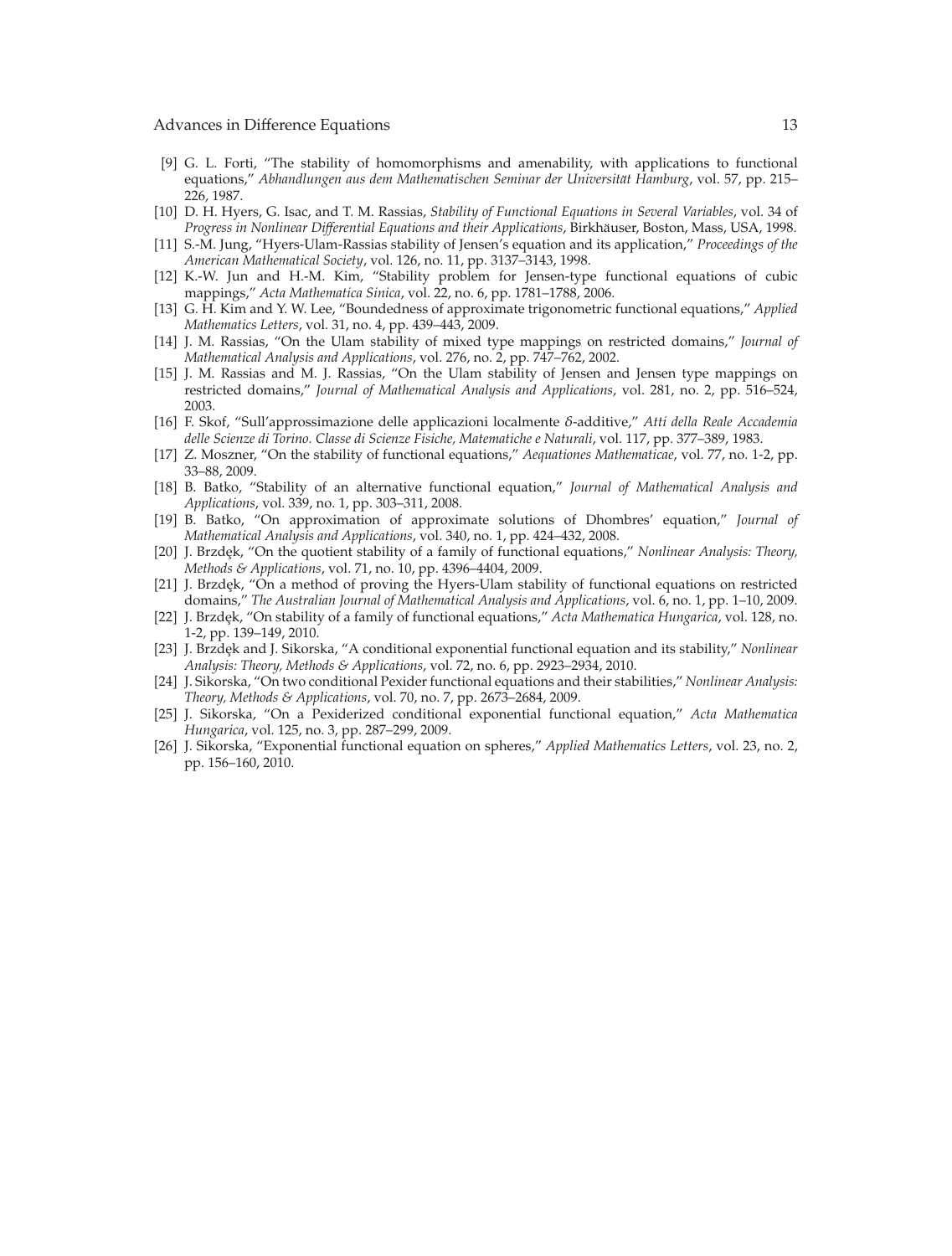[9] G. L. Forti, "The stability of homomorphisms and amenability, with applications to functional equations," *Abhandlungen aus dem Mathematischen Seminar der Universität Hamburg*, vol. 57, pp. 215–226, 1987.

[10] D. H. Hyers, G. Isac, and T. M. Rassias, *Stability of Functional Equations in Several Variables*, vol. 34 of *Progress in Nonlinear Differential Equations and their Applications*, Birkhäuser, Boston, Mass, USA, 1998.

[11] S.-M. Jung, "Hyers-Ulam-Rassias stability of Jensen's equation and its application," *Proceedings of the American Mathematical Society*, vol. 126, no. 11, pp. 3137–3143, 1998.

[12] K.-W. Jun and H.-M. Kim, "Stability problem for Jensen-type functional equations of cubic mappings," *Acta Mathematica Sinica*, vol. 22, no. 6, pp. 1781–1788, 2006.

[13] G. H. Kim and Y. W. Lee, "Boundedness of approximate trigonometric functional equations," *Applied Mathematics Letters*, vol. 31, no. 4, pp. 439–443, 2009.

[14] J. M. Rassias, "On the Ulam stability of mixed type mappings on restricted domains," *Journal of Mathematical Analysis and Applications*, vol. 276, no. 2, pp. 747–762, 2002.

[15] J. M. Rassias and M. J. Rassias, "On the Ulam stability of Jensen and Jensen type mappings on restricted domains," *Journal of Mathematical Analysis and Applications*, vol. 281, no. 2, pp. 516–524, 2003.

[16] F. Skof, "Sull'approssimazione delle applicazioni localmente $\delta$-additive," *Atti della Reale Accademia delle Scienze di Torino. Classe di Scienze Fisiche, Matematiche e Naturali*, vol. 117, pp. 377–389, 1983.

[17] Z. Moszner, "On the stability of functional equations," *Aequationes Mathematicae*, vol. 77, no. 1-2, pp. 33–88, 2009.

[18] B. Batko, "Stability of an alternative functional equation," *Journal of Mathematical Analysis and Applications*, vol. 339, no. 1, pp. 303–311, 2008.

[19] B. Batko, "On approximation of approximate solutions of Dhombres' equation," *Journal of Mathematical Analysis and Applications*, vol. 340, no. 1, pp. 424–432, 2008.

[20] J. Brzdęk, "On the quotient stability of a family of functional equations," *Nonlinear Analysis: Theory, Methods & Applications*, vol. 71, no. 10, pp. 4396–4404, 2009.

[21] J. Brzdęk, "On a method of proving the Hyers-Ulam stability of functional equations on restricted domains," *The Australian Journal of Mathematical Analysis and Applications*, vol. 6, no. 1, pp. 1–10, 2009.

[22] J. Brzdęk, "On stability of a family of functional equations," *Acta Mathematica Hungarica*, vol. 128, no. 1-2, pp. 139–149, 2010.

[23] J. Brzdęk and J. Sikorska, "A conditional exponential functional equation and its stability," *Nonlinear Analysis: Theory, Methods & Applications*, vol. 72, no. 6, pp. 2923–2934, 2010.

[24] J. Sikorska, "On two conditional Pexider functional equations and their stabilities," *Nonlinear Analysis: Theory, Methods & Applications*, vol. 70, no. 7, pp. 2673–2684, 2009.

[25] J. Sikorska, "On a Pexiderized conditional exponential functional equation," *Acta Mathematica Hungarica*, vol. 125, no. 3, pp. 287–299, 2009.

[26] J. Sikorska, "Exponential functional equation on spheres," *Applied Mathematics Letters*, vol. 23, no. 2, pp. 156–160, 2010.